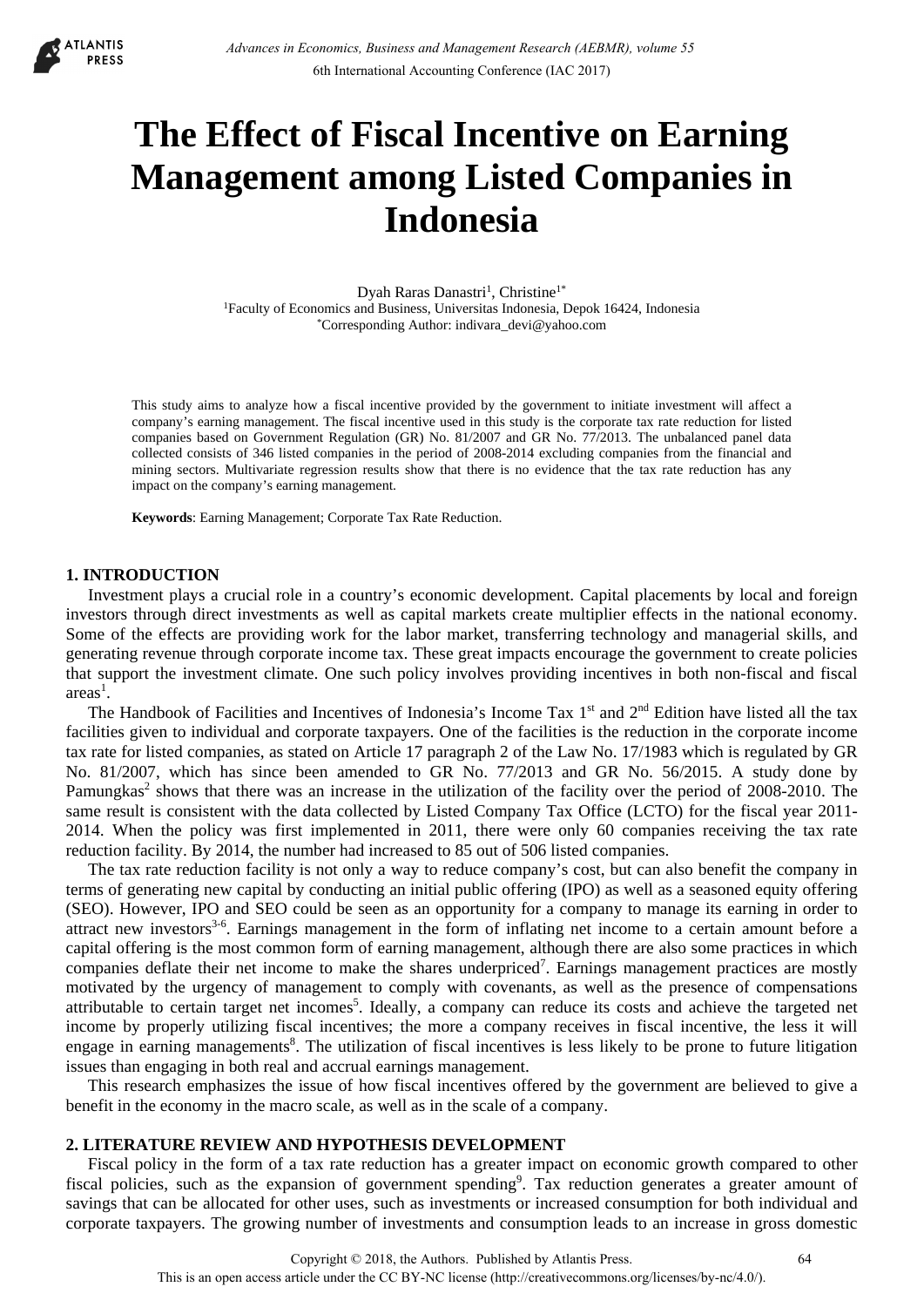# The Effect of Fiscal Incentive on Earning Management among Listed Companies in Indonesia

Dyah Raras Danastri[1], Christine[1*]

[1]Faculty of Economics and Business, Universitas Indonesia, Depok 16424, Indonesia

[*]Corresponding Author: indivara_devi@yahoo.com

This study aims to analyze how a fiscal incentive provided by the government to initiate investment will affect a company's earning management. The fiscal incentive used in this study is the corporate tax rate reduction for listed companies based on Government Regulation (GR) No. 81/2007 and GR No. 77/2013. The unbalanced panel data collected consists of 346 listed companies in the period of 2008-2014 excluding companies from the financial and mining sectors. Multivariate regression results show that there is no evidence that the tax rate reduction has any impact on the company's earning management.

**Keywords**: Earning Management; Corporate Tax Rate Reduction.

## 1. INTRODUCTION

Investment plays a crucial role in a country's economic development. Capital placements by local and foreign investors through direct investments as well as capital markets create multiplier effects in the national economy. Some of the effects are providing work for the labor market, transferring technology and managerial skills, and generating revenue through corporate income tax. These great impacts encourage the government to create policies that support the investment climate. One such policy involves providing incentives in both non-fiscal and fiscal areas[1].

The Handbook of Facilities and Incentives of Indonesia's Income Tax 1st and 2nd Edition have listed all the tax facilities given to individual and corporate taxpayers. One of the facilities is the reduction in the corporate income tax rate for listed companies, as stated on Article 17 paragraph 2 of the Law No. 17/1983 which is regulated by GR No. 81/2007, which has since been amended to GR No. 77/2013 and GR No. 56/2015. A study done by Pamungkas[2] shows that there was an increase in the utilization of the facility over the period of 2008-2010. The same result is consistent with the data collected by Listed Company Tax Office (LCTO) for the fiscal year 2011-2014. When the policy was first implemented in 2011, there were only 60 companies receiving the tax rate reduction facility. By 2014, the number had increased to 85 out of 506 listed companies.

The tax rate reduction facility is not only a way to reduce company's cost, but can also benefit the company in terms of generating new capital by conducting an initial public offering (IPO) as well as a seasoned equity offering (SEO). However, IPO and SEO could be seen as an opportunity for a company to manage its earning in order to attract new investors[3-6]. Earnings management in the form of inflating net income to a certain amount before a capital offering is the most common form of earning management, although there are also some practices in which companies deflate their net income to make the shares underpriced[7]. Earnings management practices are mostly motivated by the urgency of management to comply with covenants, as well as the presence of compensations attributable to certain target net incomes[5]. Ideally, a company can reduce its costs and achieve the targeted net income by properly utilizing fiscal incentives; the more a company receives in fiscal incentive, the less it will engage in earning managements[8]. The utilization of fiscal incentives is less likely to be prone to future litigation issues than engaging in both real and accrual earnings management.

This research emphasizes the issue of how fiscal incentives offered by the government are believed to give a benefit in the economy in the macro scale, as well as in the scale of a company.

## 2. LITERATURE REVIEW AND HYPOTHESIS DEVELOPMENT

Fiscal policy in the form of a tax rate reduction has a greater impact on economic growth compared to other fiscal policies, such as the expansion of government spending[9]. Tax reduction generates a greater amount of savings that can be allocated for other uses, such as investments or increased consumption for both individual and corporate taxpayers. The growing number of investments and consumption leads to an increase in gross domestic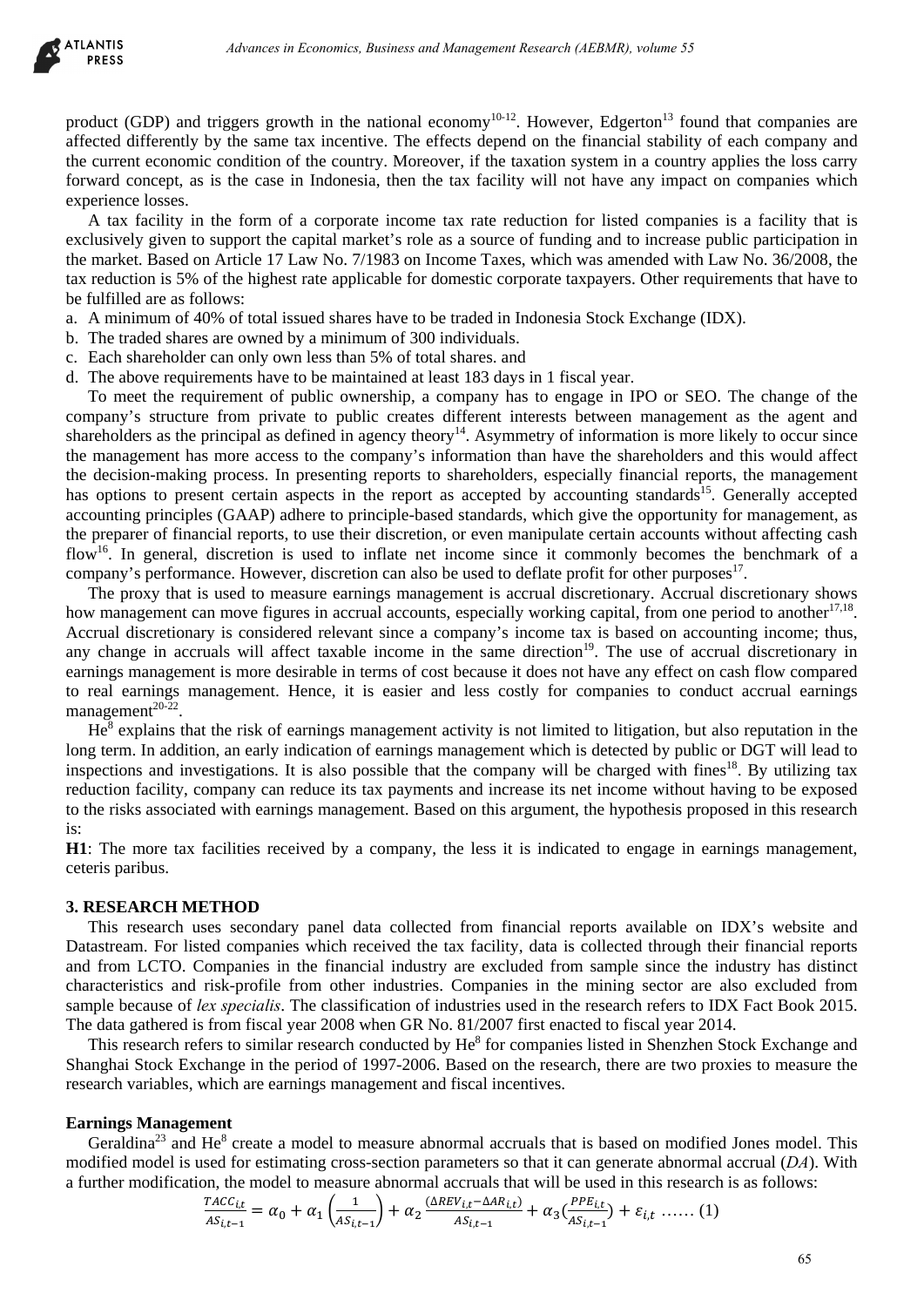product (GDP) and triggers growth in the national economy[10-12]. However, Edgerton[13] found that companies are affected differently by the same tax incentive. The effects depend on the financial stability of each company and the current economic condition of the country. Moreover, if the taxation system in a country applies the loss carry forward concept, as is the case in Indonesia, then the tax facility will not have any impact on companies which experience losses.

A tax facility in the form of a corporate income tax rate reduction for listed companies is a facility that is exclusively given to support the capital market's role as a source of funding and to increase public participation in the market. Based on Article 17 Law No. 7/1983 on Income Taxes, which was amended with Law No. 36/2008, the tax reduction is 5% of the highest rate applicable for domestic corporate taxpayers. Other requirements that have to be fulfilled are as follows:

a. A minimum of 40% of total issued shares have to be traded in Indonesia Stock Exchange (IDX).
b. The traded shares are owned by a minimum of 300 individuals.
c. Each shareholder can only own less than 5% of total shares. and
d. The above requirements have to be maintained at least 183 days in 1 fiscal year.

To meet the requirement of public ownership, a company has to engage in IPO or SEO. The change of the company's structure from private to public creates different interests between management as the agent and shareholders as the principal as defined in agency theory[14]. Asymmetry of information is more likely to occur since the management has more access to the company's information than have the shareholders and this would affect the decision-making process. In presenting reports to shareholders, especially financial reports, the management has options to present certain aspects in the report as accepted by accounting standards[15]. Generally accepted accounting principles (GAAP) adhere to principle-based standards, which give the opportunity for management, as the preparer of financial reports, to use their discretion, or even manipulate certain accounts without affecting cash flow[16]. In general, discretion is used to inflate net income since it commonly becomes the benchmark of a company's performance. However, discretion can also be used to deflate profit for other purposes[17].

The proxy that is used to measure earnings management is accrual discretionary. Accrual discretionary shows how management can move figures in accrual accounts, especially working capital, from one period to another[17,18]. Accrual discretionary is considered relevant since a company's income tax is based on accounting income; thus, any change in accruals will affect taxable income in the same direction[19]. The use of accrual discretionary in earnings management is more desirable in terms of cost because it does not have any effect on cash flow compared to real earnings management. Hence, it is easier and less costly for companies to conduct accrual earnings management[20-22].

He[8] explains that the risk of earnings management activity is not limited to litigation, but also reputation in the long term. In addition, an early indication of earnings management which is detected by public or DGT will lead to inspections and investigations. It is also possible that the company will be charged with fines[18]. By utilizing tax reduction facility, company can reduce its tax payments and increase its net income without having to be exposed to the risks associated with earnings management. Based on this argument, the hypothesis proposed in this research is:

**H1**: The more tax facilities received by a company, the less it is indicated to engage in earnings management, ceteris paribus.

## 3. RESEARCH METHOD

This research uses secondary panel data collected from financial reports available on IDX's website and Datastream. For listed companies which received the tax facility, data is collected through their financial reports and from LCTO. Companies in the financial industry are excluded from sample since the industry has distinct characteristics and risk-profile from other industries. Companies in the mining sector are also excluded from sample because of *lex specialis*. The classification of industries used in the research refers to IDX Fact Book 2015. The data gathered is from fiscal year 2008 when GR No. 81/2007 first enacted to fiscal year 2014.

This research refers to similar research conducted by He[8] for companies listed in Shenzhen Stock Exchange and Shanghai Stock Exchange in the period of 1997-2006. Based on the research, there are two proxies to measure the research variables, which are earnings management and fiscal incentives.

### Earnings Management

Geraldina[23] and He[8] create a model to measure abnormal accruals that is based on modified Jones model. This modified model is used for estimating cross-section parameters so that it can generate abnormal accrual (*DA*). With a further modification, the model to measure abnormal accruals that will be used in this research is as follows:

$$\frac{TACC_{i,t}}{AS_{i,t-1}} = \alpha_0 + \alpha_1\left(\frac{1}{AS_{i,t-1}}\right) + \alpha_2\frac{(\Delta REV_{i,t} - \Delta AR_{i,t})}{AS_{i,t-1}} + \alpha_3\left(\frac{PPE_{i,t}}{AS_{i,t-1}}\right) + \varepsilon_{i,t} \;\ldots\ldots (1)$$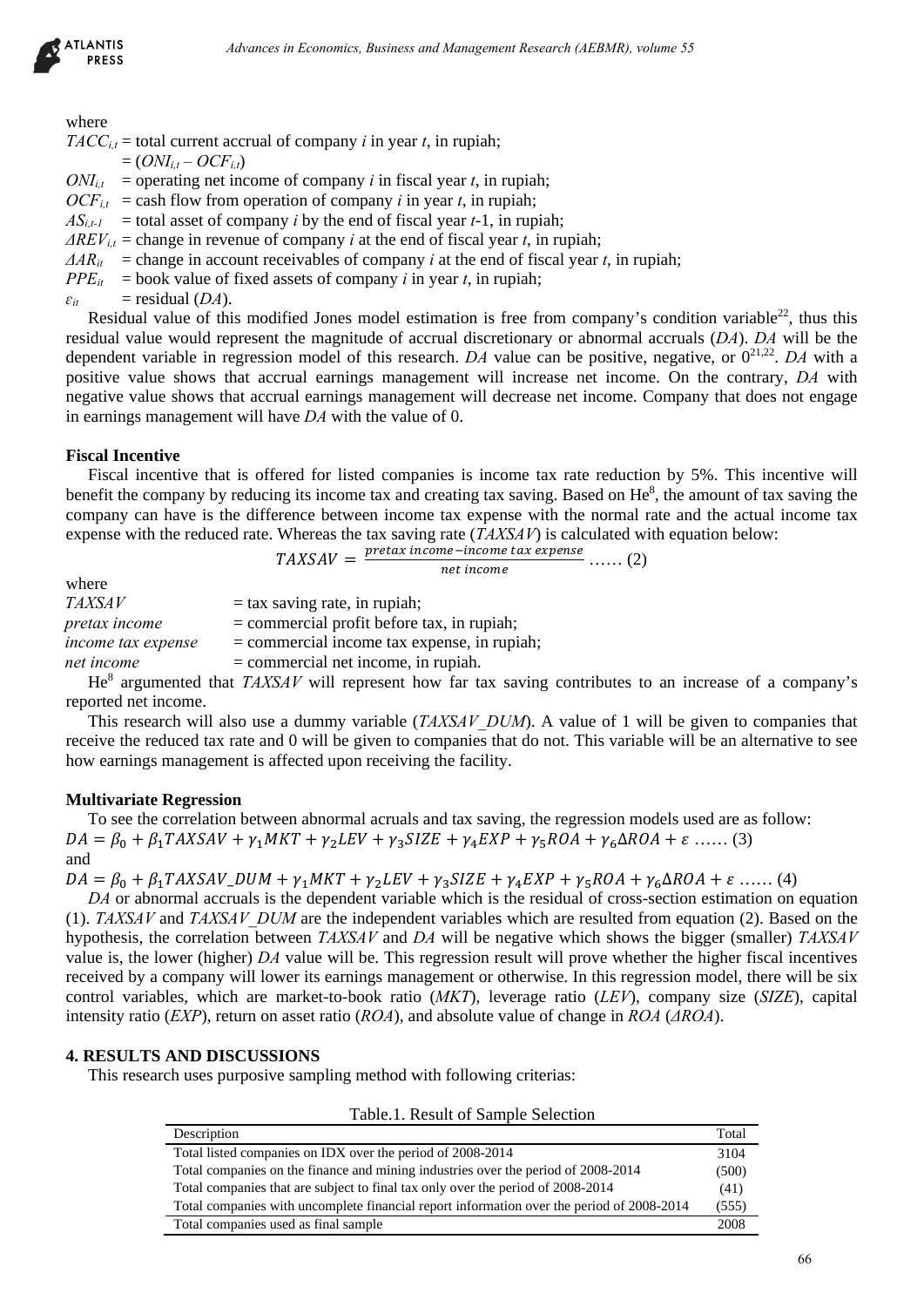where

$TACC_{i,t}$ = total current accrual of company $i$ in year $t$, in rupiah;
 = ($ONI_{i,t} - OCF_{i,t}$)

$ONI_{i,t}$ = operating net income of company $i$ in fiscal year $t$, in rupiah;

$OCF_{i,t}$ = cash flow from operation of company $i$ in year $t$, in rupiah;

$AS_{i,t-1}$ = total asset of company $i$ by the end of fiscal year $t$-1, in rupiah;

$\Delta REV_{i,t}$ = change in revenue of company $i$ at the end of fiscal year $t$, in rupiah;

$\Delta AR_{it}$ = change in account receivables of company $i$ at the end of fiscal year $t$, in rupiah;

$PPE_{it}$ = book value of fixed assets of company $i$ in year $t$, in rupiah;

$\varepsilon_{it}$ = residual ($DA$).

Residual value of this modified Jones model estimation is free from company's condition variable[22], thus this residual value would represent the magnitude of accrual discretionary or abnormal accruals ($DA$). $DA$ will be the dependent variable in regression model of this research. $DA$ value can be positive, negative, or 0[21,22]. $DA$ with a positive value shows that accrual earnings management will increase net income. On the contrary, $DA$ with negative value shows that accrual earnings management will decrease net income. Company that does not engage in earnings management will have $DA$ with the value of 0.

**Fiscal Incentive**

Fiscal incentive that is offered for listed companies is income tax rate reduction by 5%. This incentive will benefit the company by reducing its income tax and creating tax saving. Based on He[8], the amount of tax saving the company can have is the difference between income tax expense with the normal rate and the actual income tax expense with the reduced rate. Whereas the tax saving rate ($TAXSAV$) is calculated with equation below:

$$TAXSAV = \frac{pretax\ income - income\ tax\ expense}{net\ income} \ \ldots\ldots (2)$$

where

*TAXSAV* = tax saving rate, in rupiah;
*pretax income* = commercial profit before tax, in rupiah;
*income tax expense* = commercial income tax expense, in rupiah;
*net income* = commercial net income, in rupiah.

He[8] argumented that $TAXSAV$ will represent how far tax saving contributes to an increase of a company's reported net income.

This research will also use a dummy variable ($TAXSAV\_DUM$). A value of 1 will be given to companies that receive the reduced tax rate and 0 will be given to companies that do not. This variable will be an alternative to see how earnings management is affected upon receiving the facility.

**Multivariate Regression**

To see the correlation between abnormal acruals and tax saving, the regression models used are as follow:

$$DA = \beta_0 + \beta_1 TAXSAV + \gamma_1 MKT + \gamma_2 LEV + \gamma_3 SIZE + \gamma_4 EXP + \gamma_5 ROA + \gamma_6 \Delta ROA + \varepsilon \ \ldots\ldots (3)$$

and

$$DA = \beta_0 + \beta_1 TAXSAV\_DUM + \gamma_1 MKT + \gamma_2 LEV + \gamma_3 SIZE + \gamma_4 EXP + \gamma_5 ROA + \gamma_6 \Delta ROA + \varepsilon \ \ldots\ldots (4)$$

$DA$ or abnormal accruals is the dependent variable which is the residual of cross-section estimation on equation (1). $TAXSAV$ and $TAXSAV\_DUM$ are the independent variables which are resulted from equation (2). Based on the hypothesis, the correlation between $TAXSAV$ and $DA$ will be negative which shows the bigger (smaller) $TAXSAV$ value is, the lower (higher) $DA$ value will be. This regression result will prove whether the higher fiscal incentives received by a company will lower its earnings management or otherwise. In this regression model, there will be six control variables, which are market-to-book ratio ($MKT$), leverage ratio ($LEV$), company size ($SIZE$), capital intensity ratio ($EXP$), return on asset ratio ($ROA$), and absolute value of change in $ROA$ ($\Delta ROA$).

## 4. RESULTS AND DISCUSSIONS

This research uses purposive sampling method with following criterias:

Table.1. Result of Sample Selection

| Description | Total |
|---|---|
| Total listed companies on IDX over the period of 2008-2014 | 3104 |
| Total companies on the finance and mining industries over the period of 2008-2014 | (500) |
| Total companies that are subject to final tax only over the period of 2008-2014 | (41) |
| Total companies with uncomplete financial report information over the period of 2008-2014 | (555) |
| Total companies used as final sample | 2008 |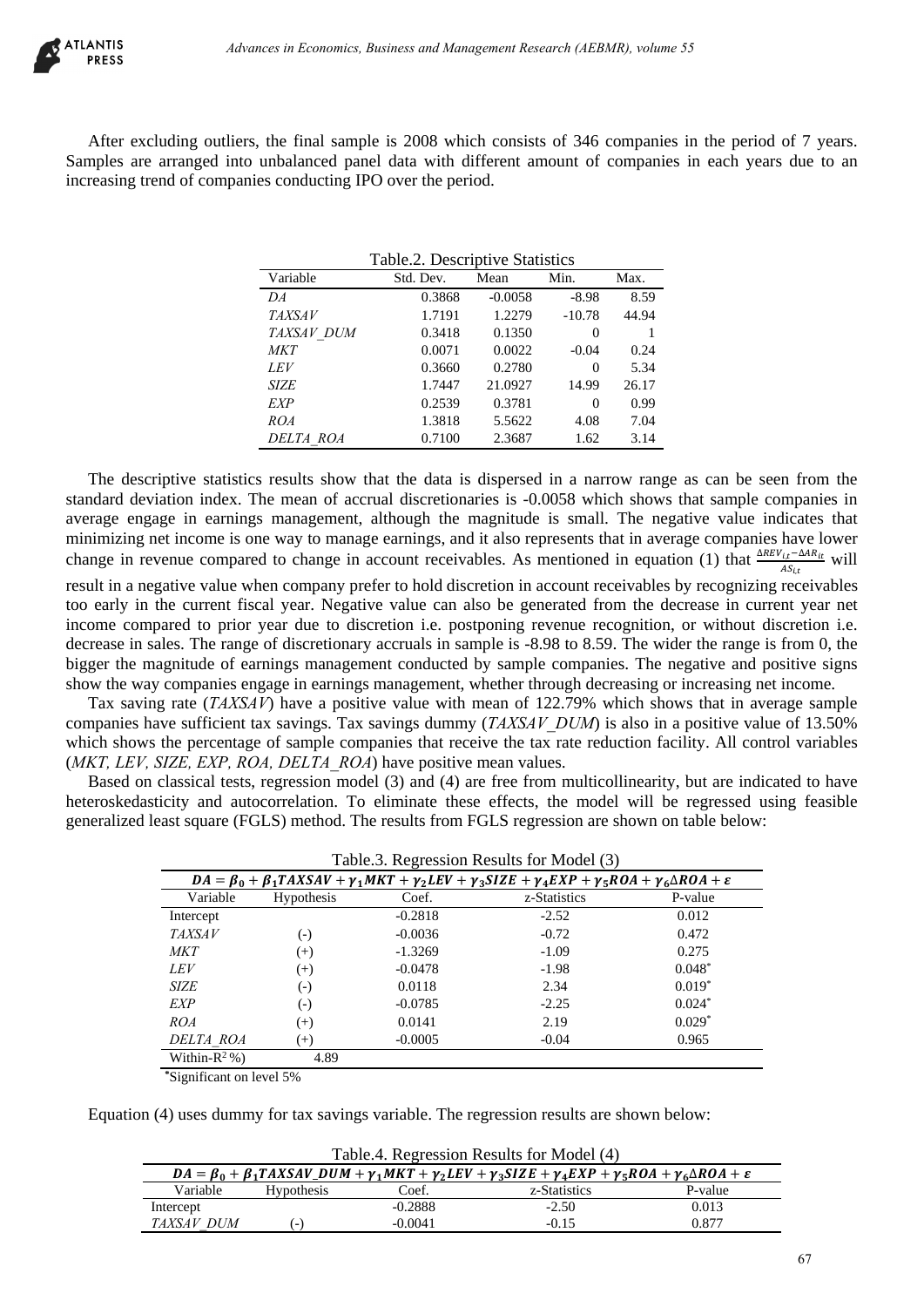After excluding outliers, the final sample is 2008 which consists of 346 companies in the period of 7 years. Samples are arranged into unbalanced panel data with different amount of companies in each years due to an increasing trend of companies conducting IPO over the period.

Table.2. Descriptive Statistics

| Variable | Std. Dev. | Mean | Min. | Max. |
|---|---|---|---|---|
| *DA* | 0.3868 | -0.0058 | -8.98 | 8.59 |
| *TAXSAV* | 1.7191 | 1.2279 | -10.78 | 44.94 |
| *TAXSAV_DUM* | 0.3418 | 0.1350 | 0 | 1 |
| *MKT* | 0.0071 | 0.0022 | -0.04 | 0.24 |
| *LEV* | 0.3660 | 0.2780 | 0 | 5.34 |
| *SIZE* | 1.7447 | 21.0927 | 14.99 | 26.17 |
| *EXP* | 0.2539 | 0.3781 | 0 | 0.99 |
| *ROA* | 1.3818 | 5.5622 | 4.08 | 7.04 |
| *DELTA_ROA* | 0.7100 | 2.3687 | 1.62 | 3.14 |

The descriptive statistics results show that the data is dispersed in a narrow range as can be seen from the standard deviation index. The mean of accrual discretionaries is -0.0058 which shows that sample companies in average engage in earnings management, although the magnitude is small. The negative value indicates that minimizing net income is one way to manage earnings, and it also represents that in average companies have lower change in revenue compared to change in account receivables. As mentioned in equation (1) that $\frac{\Delta REV_{i,t}-\Delta AR_{it}}{AS_{i,t}}$ will result in a negative value when company prefer to hold discretion in account receivables by recognizing receivables too early in the current fiscal year. Negative value can also be generated from the decrease in current year net income compared to prior year due to discretion i.e. postponing revenue recognition, or without discretion i.e. decrease in sales. The range of discretionary accruals in sample is -8.98 to 8.59. The wider the range is from 0, the bigger the magnitude of earnings management conducted by sample companies. The negative and positive signs show the way companies engage in earnings management, whether through decreasing or increasing net income.

Tax saving rate (*TAXSAV*) have a positive value with mean of 122.79% which shows that in average sample companies have sufficient tax savings. Tax savings dummy (*TAXSAV_DUM*) is also in a positive value of 13.50% which shows the percentage of sample companies that receive the tax rate reduction facility. All control variables (*MKT, LEV, SIZE, EXP, ROA, DELTA_ROA*) have positive mean values.

Based on classical tests, regression model (3) and (4) are free from multicollinearity, but are indicated to have heteroskedasticity and autocorrelation. To eliminate these effects, the model will be regressed using feasible generalized least square (FGLS) method. The results from FGLS regression are shown on table below:

Table.3. Regression Results for Model (3)

$$DA = \beta_0 + \beta_1 TAXSAV + \gamma_1 MKT + \gamma_2 LEV + \gamma_3 SIZE + \gamma_4 EXP + \gamma_5 ROA + \gamma_6 \Delta ROA + \varepsilon$$

| Variable | Hypothesis | Coef. | z-Statistics | P-value |
|---|---|---|---|---|
| Intercept | | -0.2818 | -2.52 | 0.012 |
| *TAXSAV* | (-) | -0.0036 | -0.72 | 0.472 |
| *MKT* | (+) | -1.3269 | -1.09 | 0.275 |
| *LEV* | (+) | -0.0478 | -1.98 | 0.048* |
| *SIZE* | (-) | 0.0118 | 2.34 | 0.019* |
| *EXP* | (-) | -0.0785 | -2.25 | 0.024* |
| *ROA* | (+) | 0.0141 | 2.19 | 0.029* |
| *DELTA_ROA* | (+) | -0.0005 | -0.04 | 0.965 |
| Within-$R^2$ %) | 4.89 | | | |

*Significant on level 5%

Equation (4) uses dummy for tax savings variable. The regression results are shown below:

Table.4. Regression Results for Model (4)

$$DA = \beta_0 + \beta_1 TAXSAV\_DUM + \gamma_1 MKT + \gamma_2 LEV + \gamma_3 SIZE + \gamma_4 EXP + \gamma_5 ROA + \gamma_6 \Delta ROA + \varepsilon$$

| Variable | Hypothesis | Coef. | z-Statistics | P-value |
|---|---|---|---|---|
| Intercept | | -0.2888 | -2.50 | 0.013 |
| *TAXSAV_DUM* | (-) | -0.0041 | -0.15 | 0.877 |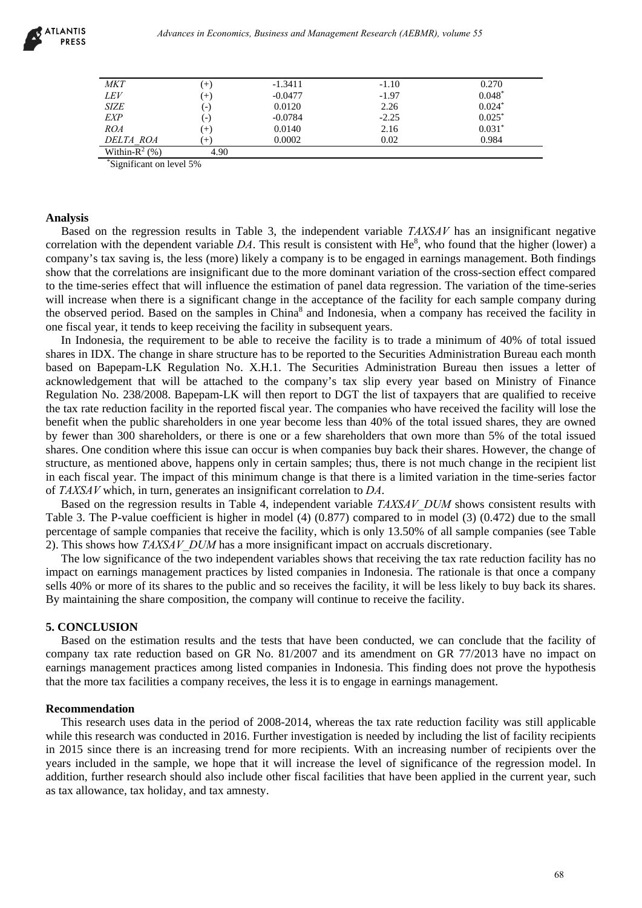| | | | | |
|---|---|---|---|---|
| *MKT* | (+) | -1.3411 | -1.10 | 0.270 |
| *LEV* | (+) | -0.0477 | -1.97 | 0.048* |
| *SIZE* | (-) | 0.0120 | 2.26 | 0.024* |
| *EXP* | (-) | -0.0784 | -2.25 | 0.025* |
| *ROA* | (+) | 0.0140 | 2.16 | 0.031* |
| *DELTA_ROA* | (+) | 0.0002 | 0.02 | 0.984 |
| Within-$R^2$ (%) | 4.90 | | | |

*Significant on level 5%

### Analysis

Based on the regression results in Table 3, the independent variable *TAXSAV* has an insignificant negative correlation with the dependent variable *DA*. This result is consistent with He[8], who found that the higher (lower) a company's tax saving is, the less (more) likely a company is to be engaged in earnings management. Both findings show that the correlations are insignificant due to the more dominant variation of the cross-section effect compared to the time-series effect that will influence the estimation of panel data regression. The variation of the time-series will increase when there is a significant change in the acceptance of the facility for each sample company during the observed period. Based on the samples in China[8] and Indonesia, when a company has received the facility in one fiscal year, it tends to keep receiving the facility in subsequent years.

In Indonesia, the requirement to be able to receive the facility is to trade a minimum of 40% of total issued shares in IDX. The change in share structure has to be reported to the Securities Administration Bureau each month based on Bapepam-LK Regulation No. X.H.1. The Securities Administration Bureau then issues a letter of acknowledgement that will be attached to the company's tax slip every year based on Ministry of Finance Regulation No. 238/2008. Bapepam-LK will then report to DGT the list of taxpayers that are qualified to receive the tax rate reduction facility in the reported fiscal year. The companies who have received the facility will lose the benefit when the public shareholders in one year become less than 40% of the total issued shares, they are owned by fewer than 300 shareholders, or there is one or a few shareholders that own more than 5% of the total issued shares. One condition where this issue can occur is when companies buy back their shares. However, the change of structure, as mentioned above, happens only in certain samples; thus, there is not much change in the recipient list in each fiscal year. The impact of this minimum change is that there is a limited variation in the time-series factor of *TAXSAV* which, in turn, generates an insignificant correlation to *DA*.

Based on the regression results in Table 4, independent variable *TAXSAV_DUM* shows consistent results with Table 3. The P-value coefficient is higher in model (4) (0.877) compared to in model (3) (0.472) due to the small percentage of sample companies that receive the facility, which is only 13.50% of all sample companies (see Table 2). This shows how *TAXSAV_DUM* has a more insignificant impact on accruals discretionary.

The low significance of the two independent variables shows that receiving the tax rate reduction facility has no impact on earnings management practices by listed companies in Indonesia. The rationale is that once a company sells 40% or more of its shares to the public and so receives the facility, it will be less likely to buy back its shares. By maintaining the share composition, the company will continue to receive the facility.

## 5. CONCLUSION

Based on the estimation results and the tests that have been conducted, we can conclude that the facility of company tax rate reduction based on GR No. 81/2007 and its amendment on GR 77/2013 have no impact on earnings management practices among listed companies in Indonesia. This finding does not prove the hypothesis that the more tax facilities a company receives, the less it is to engage in earnings management.

### Recommendation

This research uses data in the period of 2008-2014, whereas the tax rate reduction facility was still applicable while this research was conducted in 2016. Further investigation is needed by including the list of facility recipients in 2015 since there is an increasing trend for more recipients. With an increasing number of recipients over the years included in the sample, we hope that it will increase the level of significance of the regression model. In addition, further research should also include other fiscal facilities that have been applied in the current year, such as tax allowance, tax holiday, and tax amnesty.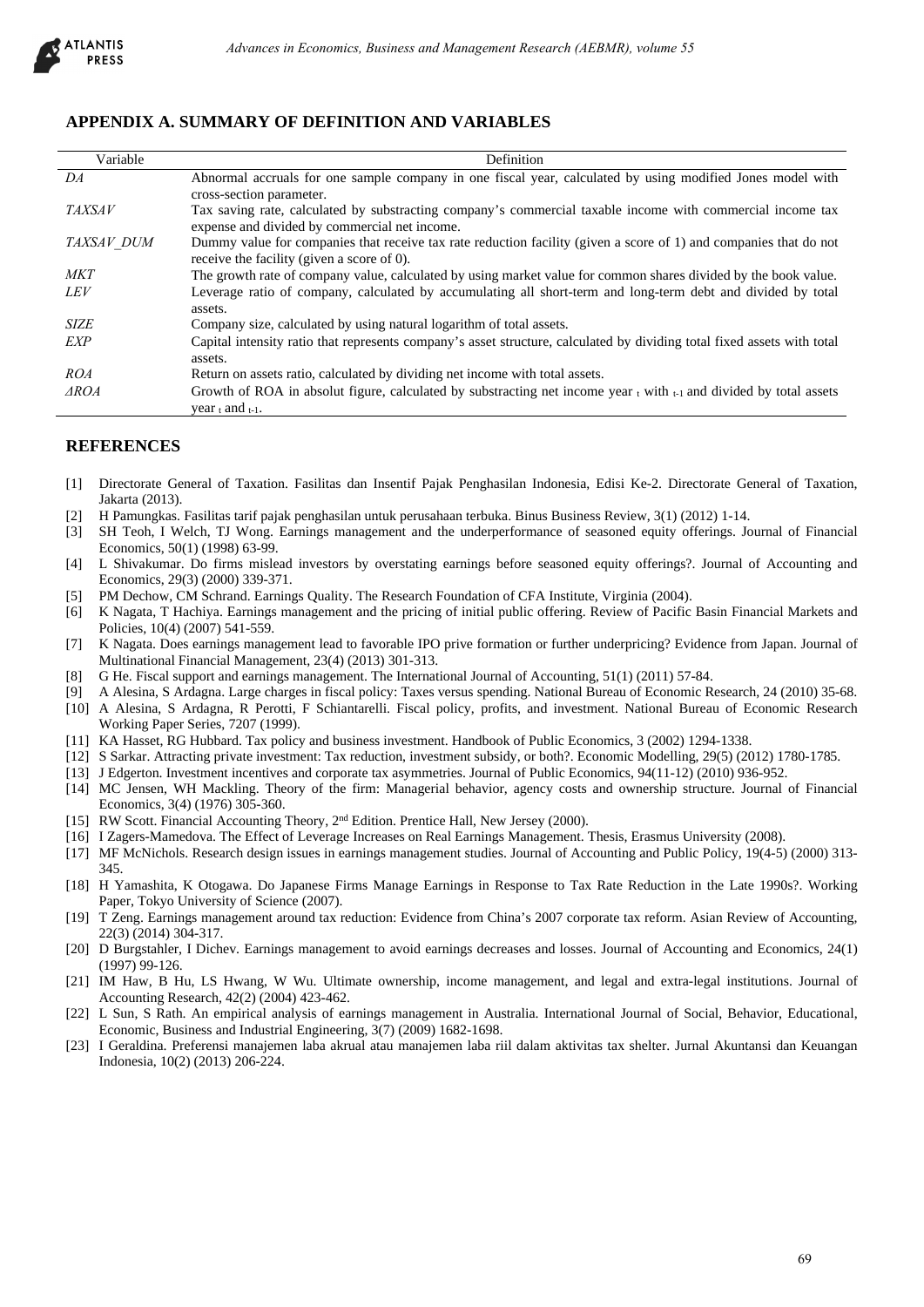## APPENDIX A. SUMMARY OF DEFINITION AND VARIABLES

| Variable | Definition |
|---|---|
| *DA* | Abnormal accruals for one sample company in one fiscal year, calculated by using modified Jones model with cross-section parameter. |
| *TAXSAV* | Tax saving rate, calculated by substracting company's commercial taxable income with commercial income tax expense and divided by commercial net income. |
| *TAXSAV_DUM* | Dummy value for companies that receive tax rate reduction facility (given a score of 1) and companies that do not receive the facility (given a score of 0). |
| *MKT* | The growth rate of company value, calculated by using market value for common shares divided by the book value. |
| *LEV* | Leverage ratio of company, calculated by accumulating all short-term and long-term debt and divided by total assets. |
| *SIZE* | Company size, calculated by using natural logarithm of total assets. |
| *EXP* | Capital intensity ratio that represents company's asset structure, calculated by dividing total fixed assets with total assets. |
| *ROA* | Return on assets ratio, calculated by dividing net income with total assets. |
| *ΔROA* | Growth of ROA in absolut figure, calculated by substracting net income year $_t$ with $_{t-1}$ and divided by total assets year $_t$ and $_{t-1}$. |

## REFERENCES

[1] Directorate General of Taxation. Fasilitas dan Insentif Pajak Penghasilan Indonesia, Edisi Ke-2. Directorate General of Taxation, Jakarta (2013).

[2] H Pamungkas. Fasilitas tarif pajak penghasilan untuk perusahaan terbuka. Binus Business Review, 3(1) (2012) 1-14.

[3] SH Teoh, I Welch, TJ Wong. Earnings management and the underperformance of seasoned equity offerings. Journal of Financial Economics, 50(1) (1998) 63-99.

[4] L Shivakumar. Do firms mislead investors by overstating earnings before seasoned equity offerings?. Journal of Accounting and Economics, 29(3) (2000) 339-371.

[5] PM Dechow, CM Schrand. Earnings Quality. The Research Foundation of CFA Institute, Virginia (2004).

[6] K Nagata, T Hachiya. Earnings management and the pricing of initial public offering. Review of Pacific Basin Financial Markets and Policies, 10(4) (2007) 541-559.

[7] K Nagata. Does earnings management lead to favorable IPO prive formation or further underpricing? Evidence from Japan. Journal of Multinational Financial Management, 23(4) (2013) 301-313.

[8] G He. Fiscal support and earnings management. The International Journal of Accounting, 51(1) (2011) 57-84.

[9] A Alesina, S Ardagna. Large charges in fiscal policy: Taxes versus spending. National Bureau of Economic Research, 24 (2010) 35-68.

[10] A Alesina, S Ardagna, R Perotti, F Schiantarelli. Fiscal policy, profits, and investment. National Bureau of Economic Research Working Paper Series, 7207 (1999).

[11] KA Hasset, RG Hubbard. Tax policy and business investment. Handbook of Public Economics, 3 (2002) 1294-1338.

[12] S Sarkar. Attracting private investment: Tax reduction, investment subsidy, or both?. Economic Modelling, 29(5) (2012) 1780-1785.

[13] J Edgerton. Investment incentives and corporate tax asymmetries. Journal of Public Economics, 94(11-12) (2010) 936-952.

[14] MC Jensen, WH Mackling. Theory of the firm: Managerial behavior, agency costs and ownership structure. Journal of Financial Economics, 3(4) (1976) 305-360.

[15] RW Scott. Financial Accounting Theory, 2nd Edition. Prentice Hall, New Jersey (2000).

[16] I Zagers-Mamedova. The Effect of Leverage Increases on Real Earnings Management. Thesis, Erasmus University (2008).

[17] MF McNichols. Research design issues in earnings management studies. Journal of Accounting and Public Policy, 19(4-5) (2000) 313-345.

[18] H Yamashita, K Otogawa. Do Japanese Firms Manage Earnings in Response to Tax Rate Reduction in the Late 1990s?. Working Paper, Tokyo University of Science (2007).

[19] T Zeng. Earnings management around tax reduction: Evidence from China's 2007 corporate tax reform. Asian Review of Accounting, 22(3) (2014) 304-317.

[20] D Burgstahler, I Dichev. Earnings management to avoid earnings decreases and losses. Journal of Accounting and Economics, 24(1) (1997) 99-126.

[21] IM Haw, B Hu, LS Hwang, W Wu. Ultimate ownership, income management, and legal and extra-legal institutions. Journal of Accounting Research, 42(2) (2004) 423-462.

[22] L Sun, S Rath. An empirical analysis of earnings management in Australia. International Journal of Social, Behavior, Educational, Economic, Business and Industrial Engineering, 3(7) (2009) 1682-1698.

[23] I Geraldina. Preferensi manajemen laba akrual atau manajemen laba riil dalam aktivitas tax shelter. Jurnal Akuntansi dan Keuangan Indonesia, 10(2) (2013) 206-224.